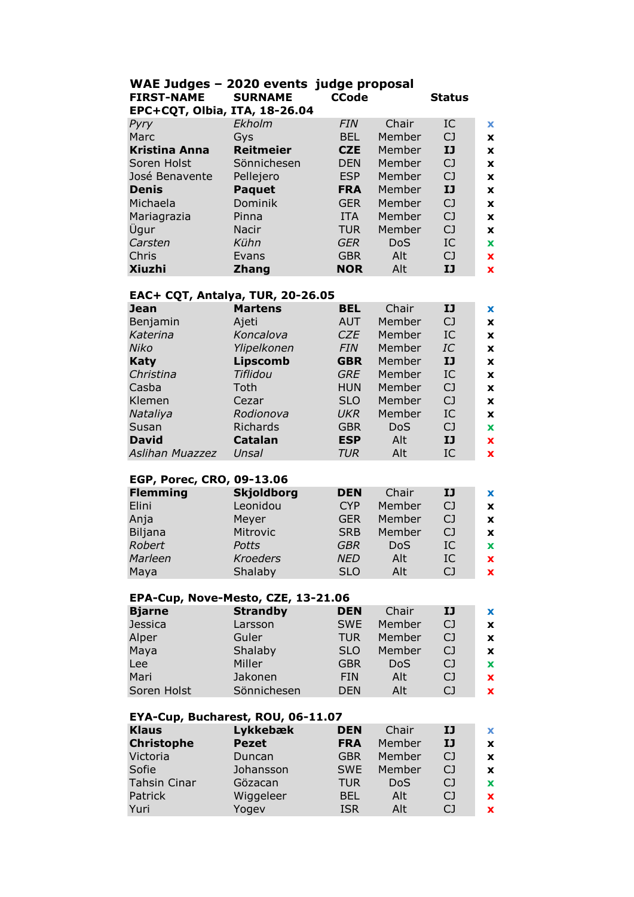## WAE Judges – 2020 events judge proposal

| FIRST-NAME | SURNAME | CCode | | Status | |
|---|---|---|---|---|---|
| **EPC+CQT, Olbia, ITA, 18-26.04** | | | | | |
| *Pyry* | *Ekholm* | *FIN* | Chair | IC | x |
| Marc | Gys | BEL | Member | CJ | x |
| **Kristina Anna** | **Reitmeier** | **CZE** | Member | **IJ** | x |
| Soren Holst | Sönnichesen | DEN | Member | CJ | x |
| José Benavente | Pellejero | ESP | Member | CJ | x |
| **Denis** | **Paquet** | **FRA** | Member | **IJ** | x |
| Michaela | Dominik | GER | Member | CJ | x |
| Mariagrazia | Pinna | ITA | Member | CJ | x |
| Ügur | Nacir | TUR | Member | CJ | x |
| *Carsten* | *Kühn* | *GER* | DoS | IC | x |
| Chris | Evans | GBR | Alt | CJ | x |
| **Xiuzhi** | **Zhang** | **NOR** | Alt | **IJ** | x |
| **EAC+ CQT, Antalya, TUR, 20-26.05** | | | | | |
| **Jean** | **Martens** | **BEL** | Chair | **IJ** | x |
| Benjamin | Ajeti | AUT | Member | CJ | x |
| *Katerina* | *Koncalova* | *CZE* | Member | IC | x |
| *Niko* | *Ylipelkonen* | *FIN* | Member | *IC* | x |
| **Katy** | **Lipscomb** | **GBR** | Member | **IJ** | x |
| *Christina* | *Tiflidou* | *GRE* | Member | IC | x |
| Casba | Toth | HUN | Member | CJ | x |
| Klemen | Cezar | SLO | Member | CJ | x |
| *Nataliya* | *Rodionova* | *UKR* | Member | IC | x |
| Susan | Richards | GBR | DoS | CJ | x |
| **David** | **Catalan** | **ESP** | Alt | **IJ** | x |
| *Aslihan Muazzez* | *Unsal* | *TUR* | Alt | IC | x |
| **EGP, Porec, CRO, 09-13.06** | | | | | |
| **Flemming** | **Skjoldborg** | **DEN** | Chair | **IJ** | x |
| Elini | Leonidou | CYP | Member | CJ | x |
| Anja | Meyer | GER | Member | CJ | x |
| Biljana | Mitrovic | SRB | Member | CJ | x |
| *Robert* | *Potts* | *GBR* | DoS | IC | x |
| *Marleen* | *Kroeders* | *NED* | Alt | IC | x |
| Maya | Shalaby | SLO | Alt | CJ | x |
| **EPA-Cup, Nove-Mesto, CZE, 13-21.06** | | | | | |
| **Bjarne** | **Strandby** | **DEN** | Chair | **IJ** | x |
| Jessica | Larsson | SWE | Member | CJ | x |
| Alper | Guler | TUR | Member | CJ | x |
| Maya | Shalaby | SLO | Member | CJ | x |
| Lee | Miller | GBR | DoS | CJ | x |
| Mari | Jakonen | FIN | Alt | CJ | x |
| Soren Holst | Sönnichesen | DEN | Alt | CJ | x |
| **EYA-Cup, Bucharest, ROU, 06-11.07** | | | | | |
| **Klaus** | **Lykkebæk** | **DEN** | Chair | **IJ** | x |
| **Christophe** | **Pezet** | **FRA** | Member | **IJ** | x |
| Victoria | Duncan | GBR | Member | CJ | x |
| Sofie | Johansson | SWE | Member | CJ | x |
| Tahsin Cinar | Gözacan | TUR | DoS | CJ | x |
| Patrick | Wiggeleer | BEL | Alt | CJ | x |
| Yuri | Yogev | ISR | Alt | CJ | x |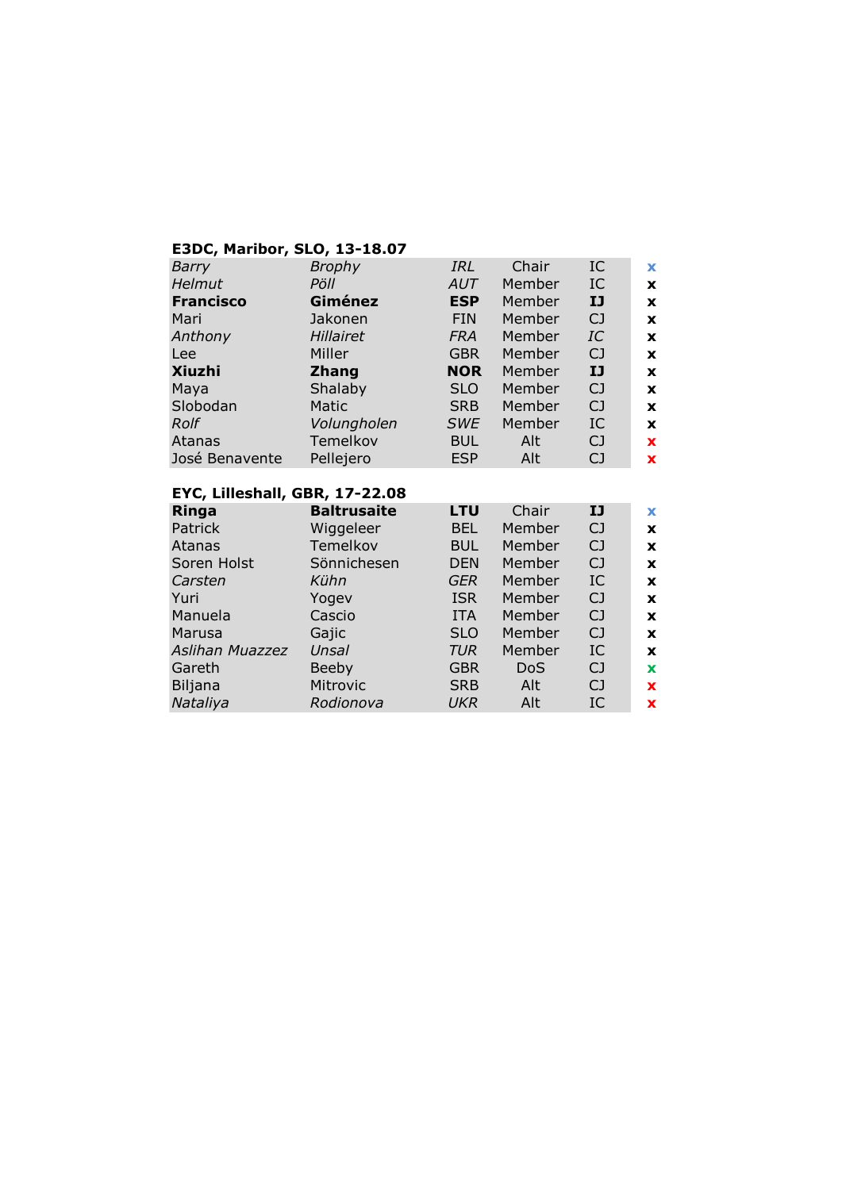**E3DC, Maribor, SLO, 13-18.07**

| | | | | | |
|---|---|---|---|---|---|
| *Barry* | *Brophy* | *IRL* | Chair | IC | x |
| *Helmut* | *Pöll* | *AUT* | Member | IC | x |
| **Francisco** | **Giménez** | **ESP** | Member | **IJ** | x |
| Mari | Jakonen | FIN | Member | CJ | x |
| *Anthony* | *Hillairet* | *FRA* | Member | *IC* | x |
| Lee | Miller | GBR | Member | CJ | x |
| **Xiuzhi** | **Zhang** | **NOR** | Member | **IJ** | x |
| Maya | Shalaby | SLO | Member | CJ | x |
| Slobodan | Matic | SRB | Member | CJ | x |
| *Rolf* | *Volungholen* | *SWE* | Member | IC | x |
| Atanas | Temelkov | BUL | Alt | CJ | x |
| José Benavente | Pellejero | ESP | Alt | CJ | x |

**EYC, Lilleshall, GBR, 17-22.08**

| | | | | | |
|---|---|---|---|---|---|
| **Ringa** | **Baltrusaite** | **LTU** | Chair | **IJ** | x |
| Patrick | Wiggeleer | BEL | Member | CJ | x |
| Atanas | Temelkov | BUL | Member | CJ | x |
| Soren Holst | Sönnichesen | DEN | Member | CJ | x |
| *Carsten* | *Kühn* | *GER* | Member | IC | x |
| Yuri | Yogev | ISR | Member | CJ | x |
| Manuela | Cascio | ITA | Member | CJ | x |
| Marusa | Gajic | SLO | Member | CJ | x |
| *Aslihan Muazzez* | *Unsal* | *TUR* | Member | IC | x |
| Gareth | Beeby | GBR | DoS | CJ | x |
| Biljana | Mitrovic | SRB | Alt | CJ | x |
| *Nataliya* | *Rodionova* | *UKR* | Alt | IC | x |